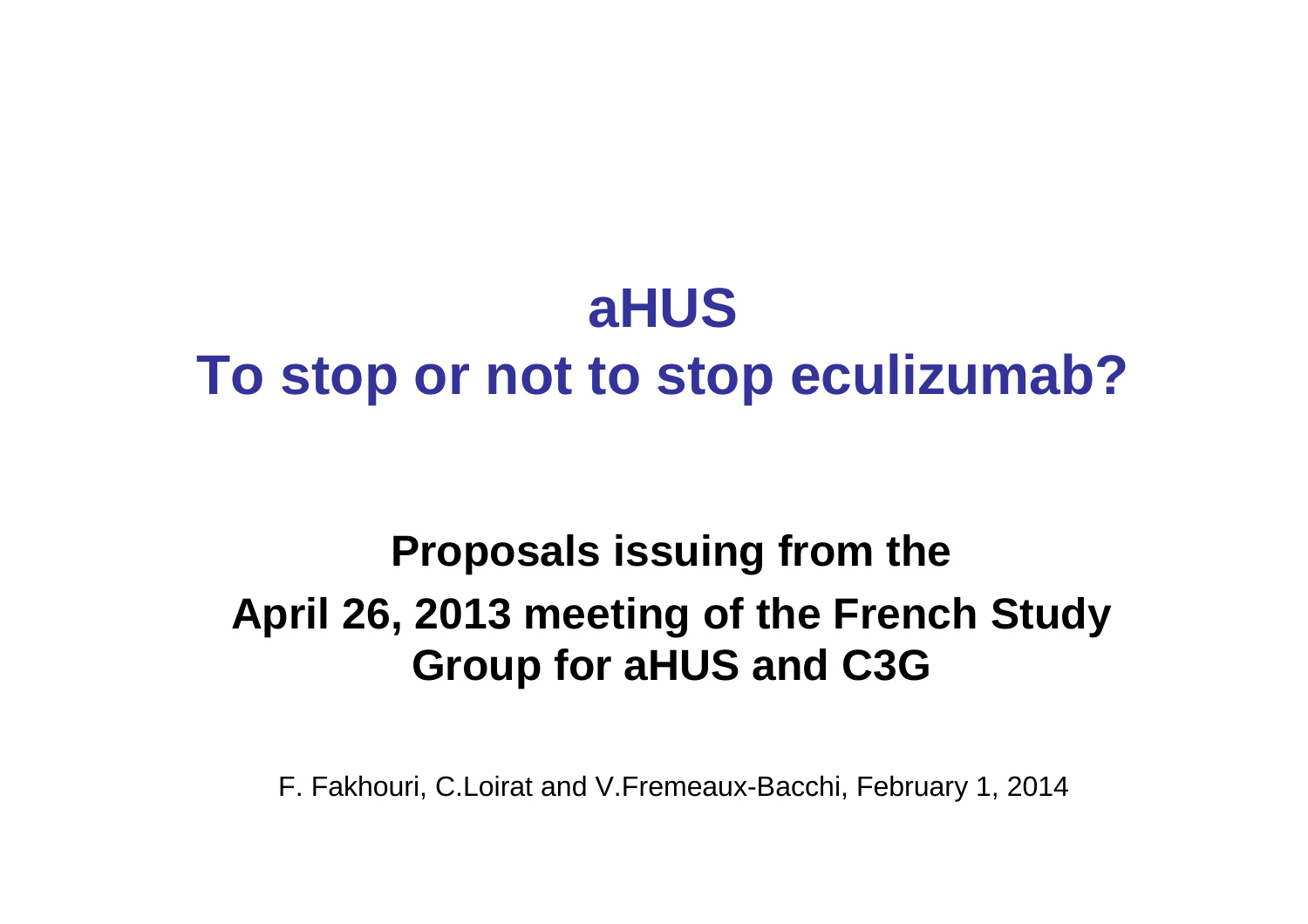# aHUS
# To stop or not to stop eculizumab?

## Proposals issuing from the April 26, 2013 meeting of the French Study Group for aHUS and C3G

F. Fakhouri, C.Loirat and V.Fremeaux-Bacchi, February 1, 2014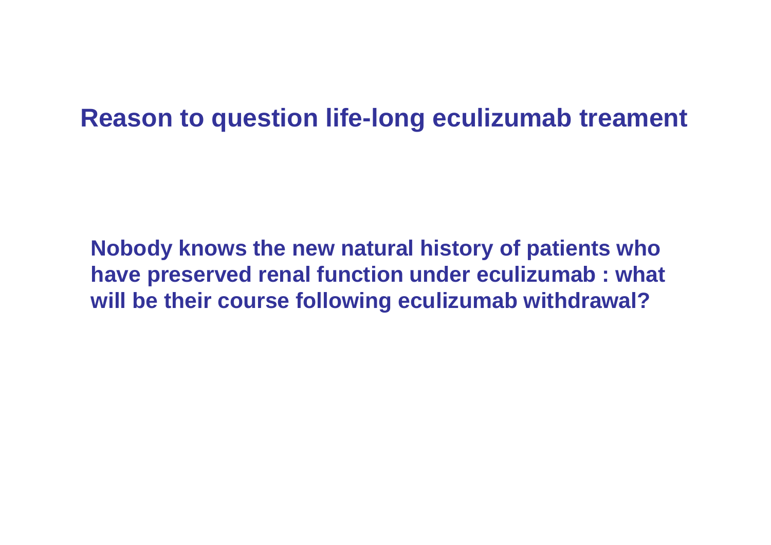# Reason to question life-long eculizumab treament

**Nobody knows the new natural history of patients who have preserved renal function under eculizumab : what will be their course following eculizumab withdrawal?**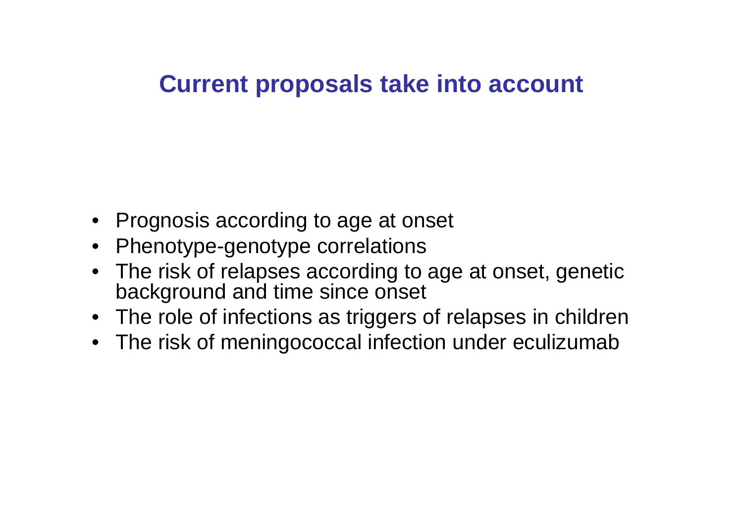## Current proposals take into account

- Prognosis according to age at onset
- Phenotype-genotype correlations
- The risk of relapses according to age at onset, genetic background and time since onset
- The role of infections as triggers of relapses in children
- The risk of meningococcal infection under eculizumab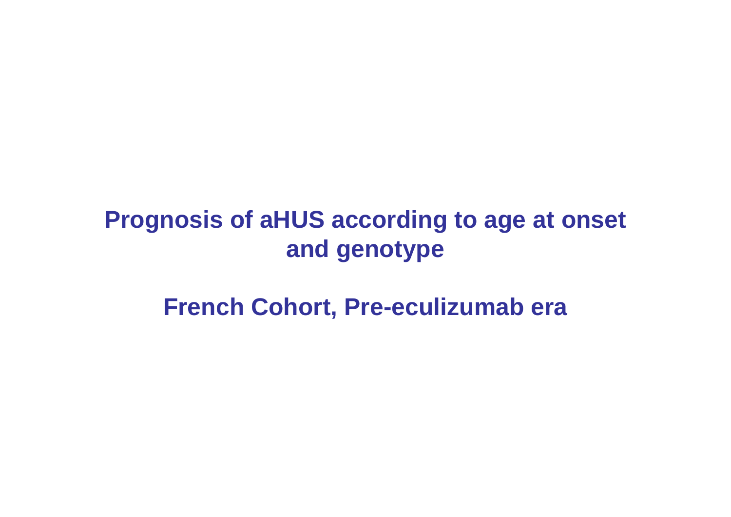# Prognosis of aHUS according to age at onset and genotype

## French Cohort, Pre-eculizumab era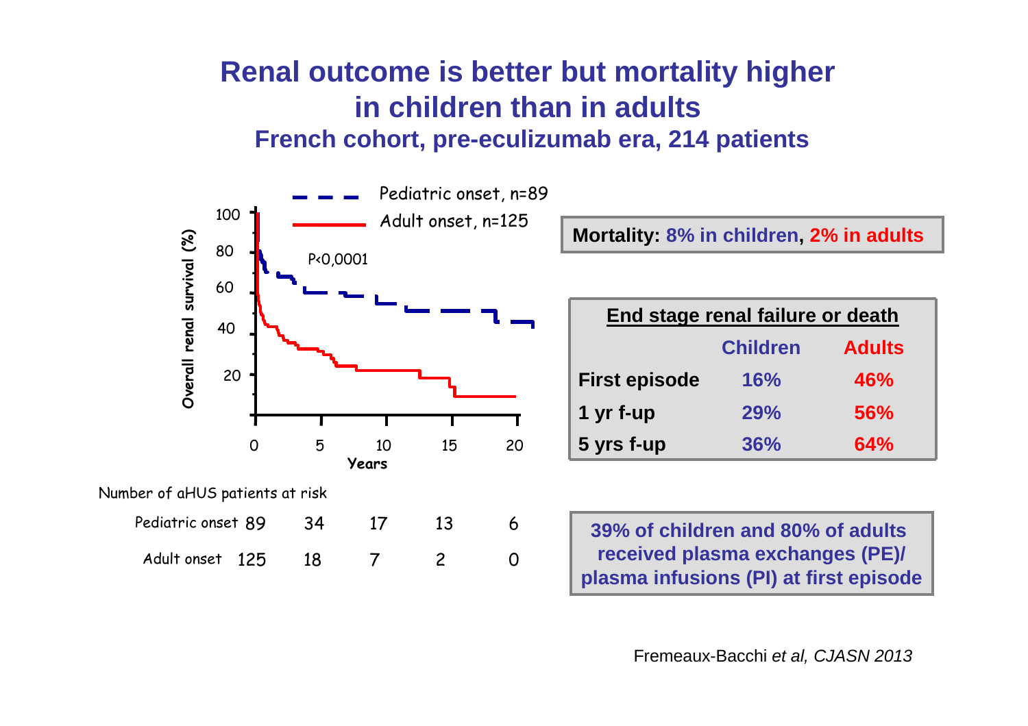# Renal outcome is better but mortality higher in children than in adults

## French cohort, pre-eculizumab era, 214 patients

Pediatric onset, n=89

Adult onset, n=125

P<0,0001

Overall renal survival (%)

Years

Number of aHUS patients at risk

| | 0 | 5 | 10 | 15 | 20 |
|---|---|---|---|---|---|
| Pediatric onset | 89 | 34 | 17 | 13 | 6 |
| Adult onset | 125 | 18 | 7 | 2 | 0 |

**Mortality: 8% in children, 2% in adults**

| **End stage renal failure or death** | **Children** | **Adults** |
|---|---|---|
| **First episode** | **16%** | **46%** |
| **1 yr f-up** | **29%** | **56%** |
| **5 yrs f-up** | **36%** | **64%** |

**39% of children and 80% of adults received plasma exchanges (PE)/ plasma infusions (PI) at first episode**

Fremeaux-Bacchi *et al, CJASN 2013*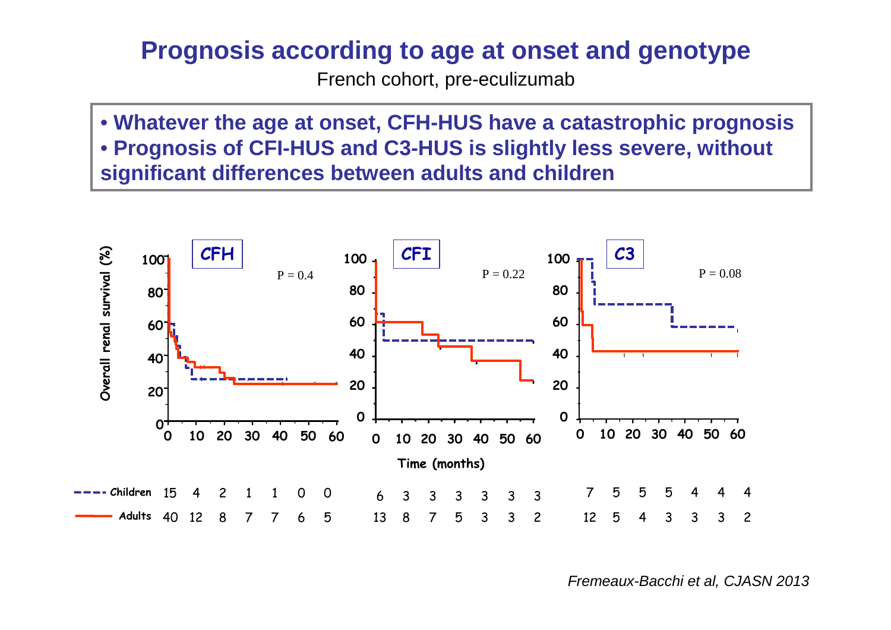# Prognosis according to age at onset and genotype

French cohort, pre-eculizumab

- **Whatever the age at onset, CFH-HUS have a catastrophic prognosis**
- **Prognosis of CFI-HUS and C3-HUS is slightly less severe, without significant differences between adults and children**

**CFH** — P = 0.4

**CFI** — P = 0.22

**C3** — P = 0.08

Overall renal survival (%)

Time (months)

| | CFH 0 | 10 | 20 | 30 | 40 | 50 | 60 | CFI 0 | 10 | 20 | 30 | 40 | 50 | 60 | C3 0 | 10 | 20 | 30 | 40 | 50 | 60 |
|---|---|---|---|---|---|---|---|---|---|---|---|---|---|---|---|---|---|---|---|---|---|
| Children | 15 | 4 | 2 | 1 | 1 | 0 | 0 | 6 | 3 | 3 | 3 | 3 | 3 | 3 | 7 | 5 | 5 | 5 | 4 | 4 | 4 |
| Adults | 40 | 12 | 8 | 7 | 7 | 6 | 5 | 13 | 8 | 7 | 5 | 3 | 3 | 2 | 12 | 5 | 4 | 3 | 3 | 3 | 2 |

*Fremeaux-Bacchi et al, CJASN 2013*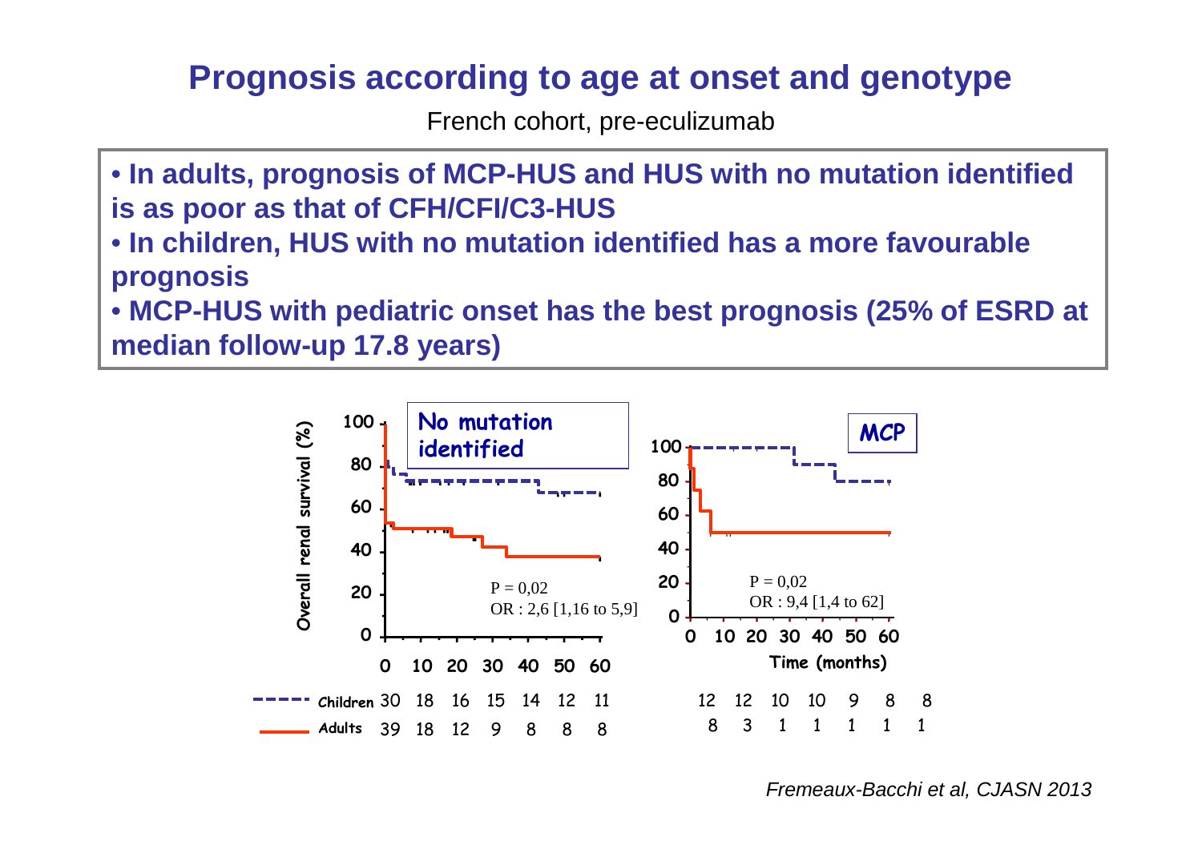# Prognosis according to age at onset and genotype

French cohort, pre-eculizumab

- **In adults, prognosis of MCP-HUS and HUS with no mutation identified is as poor as that of CFH/CFI/C3-HUS**
- **In children, HUS with no mutation identified has a more favourable prognosis**
- **MCP-HUS with pediatric onset has the best prognosis (25% of ESRD at median follow-up 17.8 years)**

**No mutation identified**

Overall renal survival (%)

P = 0,02
OR : 2,6 [1,16 to 5,9]

**MCP**

P = 0,02
OR : 9,4 [1,4 to 62]

Time (months)

| | 0 | 10 | 20 | 30 | 40 | 50 | 60 |
|---|---|---|---|---|---|---|---|
| Children (No mutation identified) | 30 | 18 | 16 | 15 | 14 | 12 | 11 |
| Adults (No mutation identified) | 39 | 18 | 12 | 9 | 8 | 8 | 8 |
| Children (MCP) | 12 | 12 | 10 | 10 | 9 | 8 | 8 |
| Adults (MCP) | 8 | 3 | 1 | 1 | 1 | 1 | 1 |

*Fremeaux-Bacchi et al, CJASN 2013*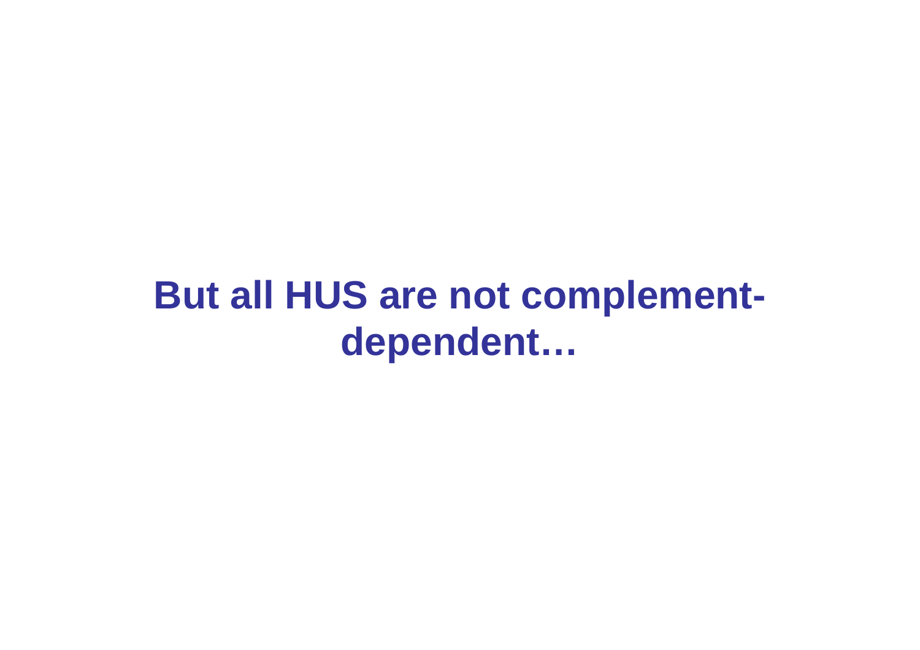**But all HUS are not complement-dependent…**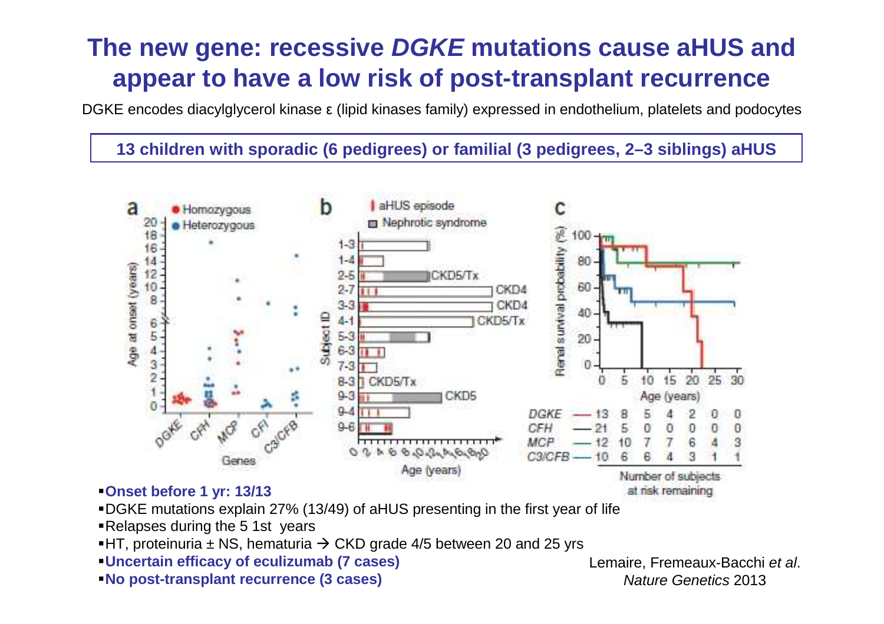# The new gene: recessive *DGKE* mutations cause aHUS and appear to have a low risk of post-transplant recurrence

DGKE encodes diacylglycerol kinase ε (lipid kinases family) expressed in endothelium, platelets and podocytes

**13 children with sporadic (6 pedigrees) or familial (3 pedigrees, 2–3 siblings) aHUS**

- **Onset before 1 yr: 13/13**
- DGKE mutations explain 27% (13/49) of aHUS presenting in the first year of life
- Relapses during the 5 1st years
- HT, proteinuria ± NS, hematuria → CKD grade 4/5 between 20 and 25 yrs
- **Uncertain efficacy of eculizumab (7 cases)**
- **No post-transplant recurrence (3 cases)**

Lemaire, Fremeaux-Bacchi *et al.* *Nature Genetics* 2013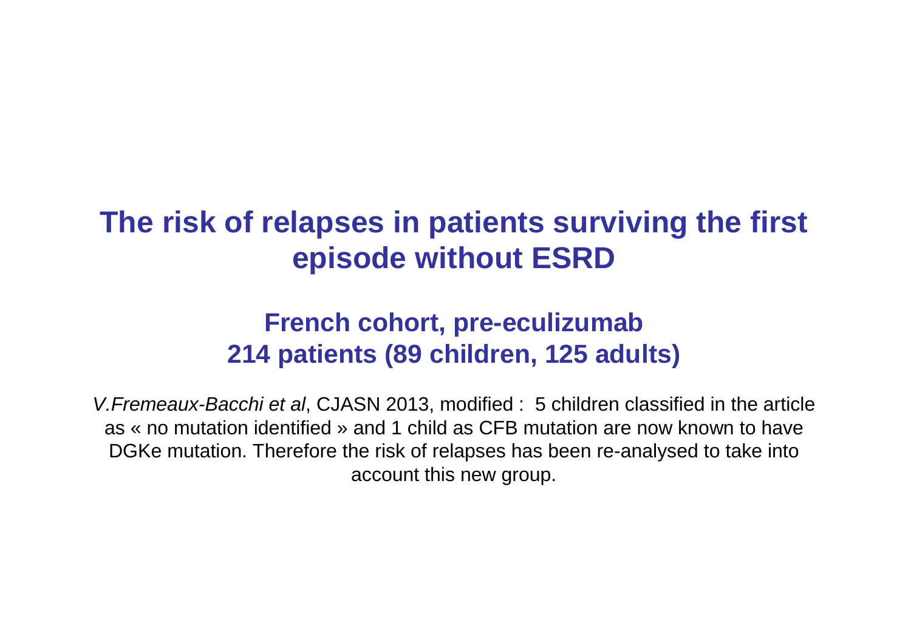# The risk of relapses in patients surviving the first episode without ESRD

## French cohort, pre-eculizumab
## 214 patients (89 children, 125 adults)

*V.Fremeaux-Bacchi et al*, CJASN 2013, modified : 5 children classified in the article as « no mutation identified » and 1 child as CFB mutation are now known to have DGKe mutation. Therefore the risk of relapses has been re-analysed to take into account this new group.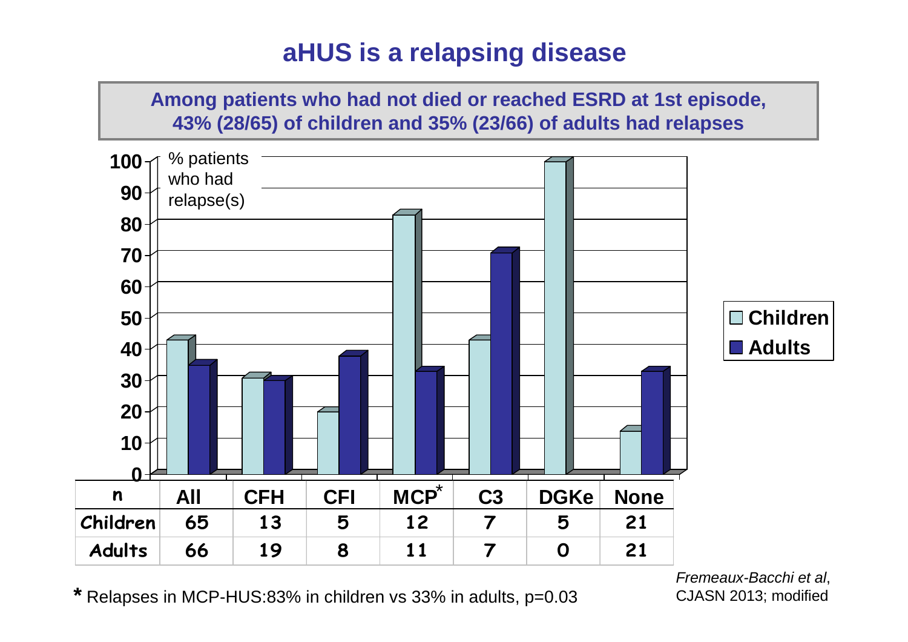# aHUS is a relapsing disease

**Among patients who had not died or reached ESRD at 1st episode, 43% (28/65) of children and 35% (23/66) of adults had relapses**

% patients who had relapse(s)

| n | All | CFH | CFI | MCP* | C3 | DGKe | None |
|---|---|---|---|---|---|---|---|
| Children | 65 | 13 | 5 | 12 | 7 | 5 | 21 |
| Adults | 66 | 19 | 8 | 11 | 7 | 0 | 21 |

Children / Adults

\* Relapses in MCP-HUS: 83% in children vs 33% in adults, p=0.03

*Fremeaux-Bacchi et al*, CJASN 2013; modified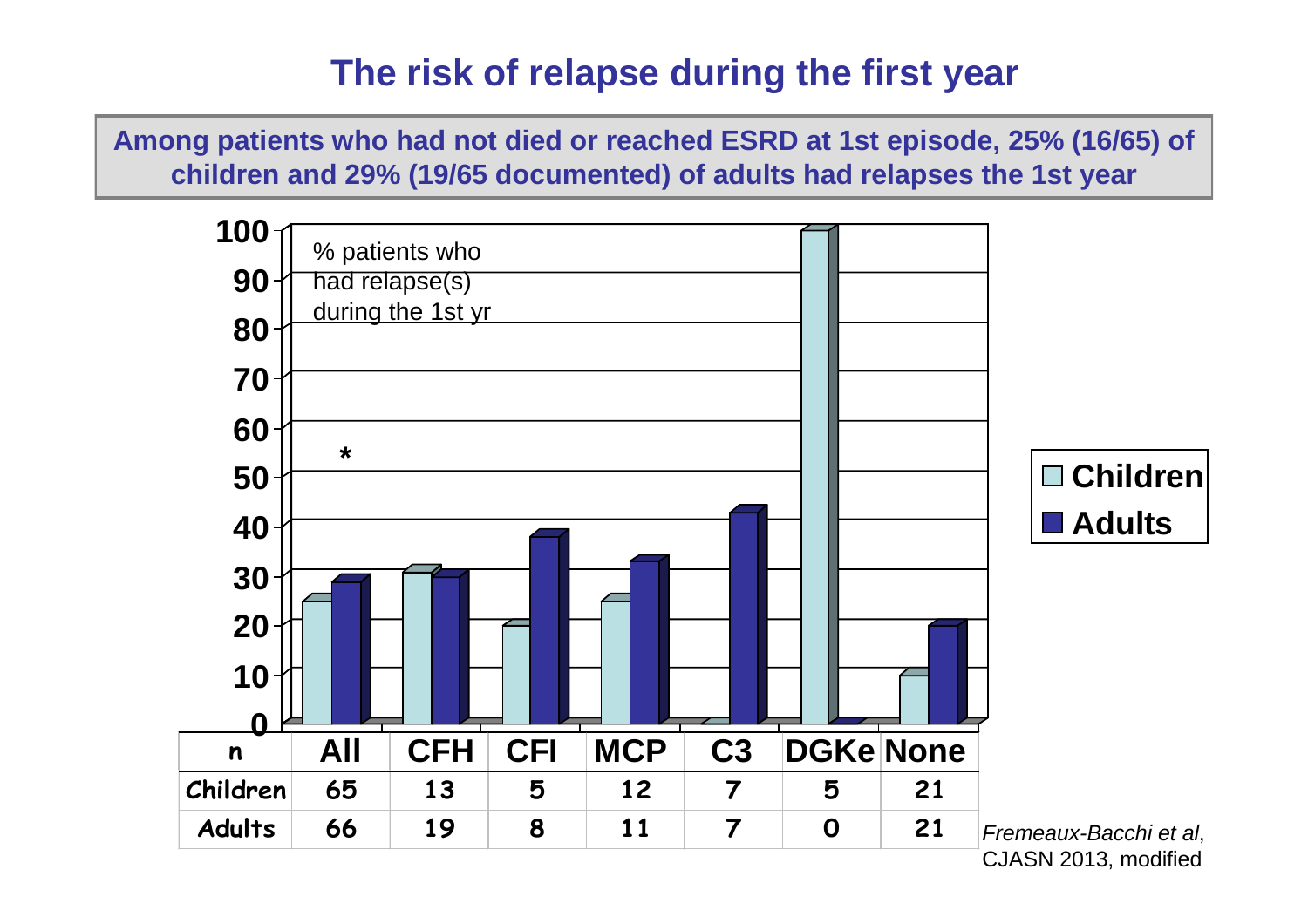# The risk of relapse during the first year

**Among patients who had not died or reached ESRD at 1st episode, 25% (16/65) of children and 29% (19/65 documented) of adults had relapses the 1st year**

% patients who had relapse(s) during the 1st yr

*

| n | All | CFH | CFI | MCP | C3 | DGKe | None |
|---|---|---|---|---|---|---|---|
| Children | 65 | 13 | 5 | 12 | 7 | 5 | 21 |
| Adults | 66 | 19 | 8 | 11 | 7 | 0 | 21 |

Children
Adults

*Fremeaux-Bacchi et al*, CJASN 2013, modified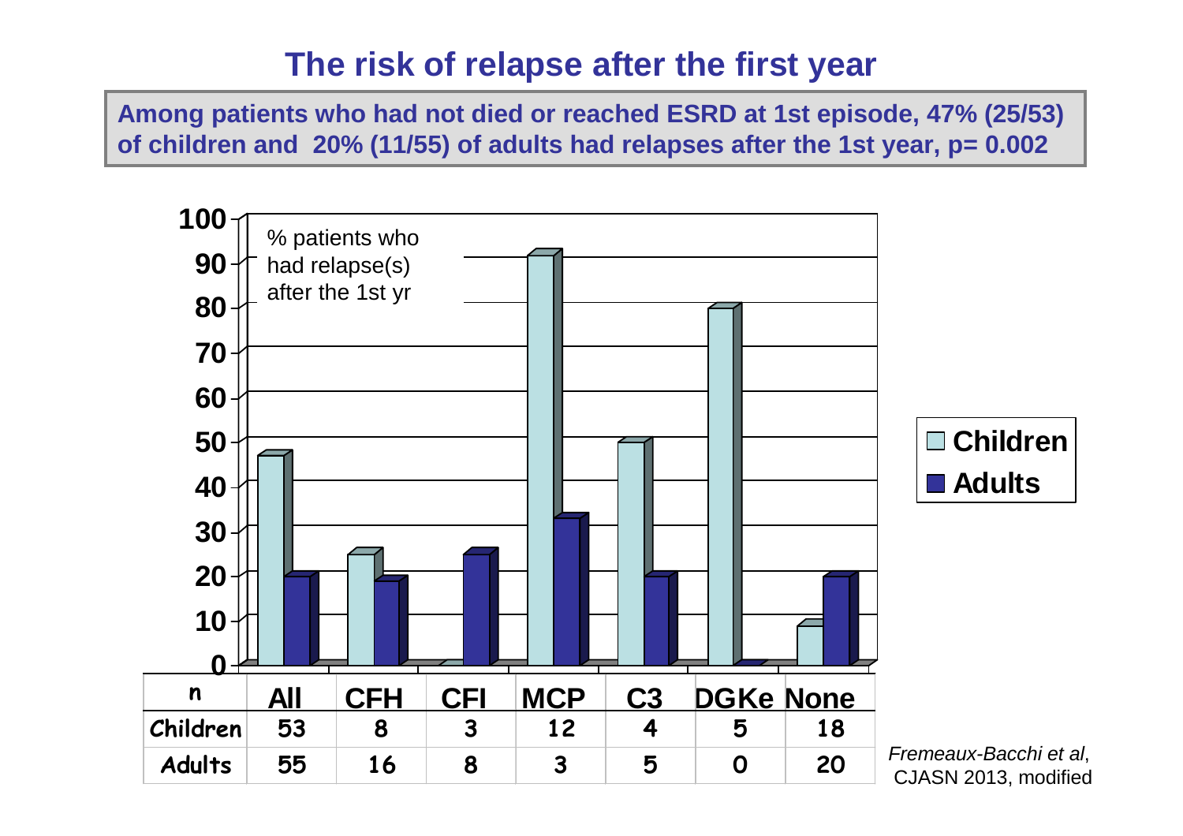# The risk of relapse after the first year

**Among patients who had not died or reached ESRD at 1st episode, 47% (25/53) of children and 20% (11/55) of adults had relapses after the first year, p= 0.002**

% patients who had relapse(s) after the 1st yr

| n | All | CFH | CFI | MCP | C3 | DGKe | None |
|---|---|---|---|---|---|---|---|
| Children | 53 | 8 | 3 | 12 | 4 | 5 | 18 |
| Adults | 55 | 16 | 8 | 3 | 5 | 0 | 20 |

Children / Adults

*Fremeaux-Bacchi et al*, CJASN 2013, modified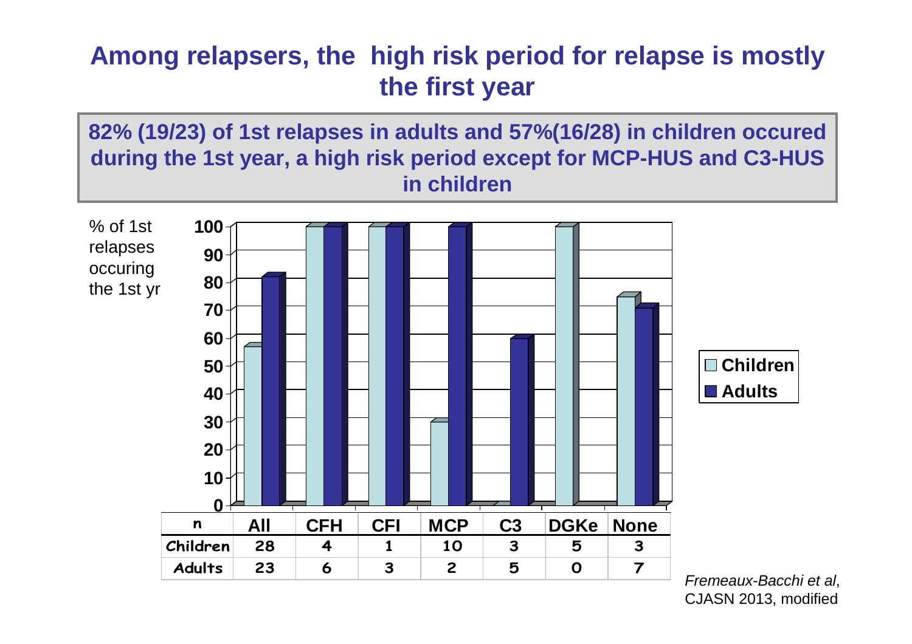# Among relapsers, the high risk period for relapse is mostly the first year

**82% (19/23) of 1st relapses in adults and 57%(16/28) in children occured during the 1st year, a high risk period except for MCP-HUS and C3-HUS in children**

% of 1st relapses occuring the 1st yr

| n | All | CFH | CFI | MCP | C3 | DGKe | None |
|---|---|---|---|---|---|---|---|
| Children | 28 | 4 | 1 | 10 | 3 | 5 | 3 |
| Adults | 23 | 6 | 3 | 2 | 5 | 0 | 7 |

*Fremeaux-Bacchi et al*, CJASN 2013, modified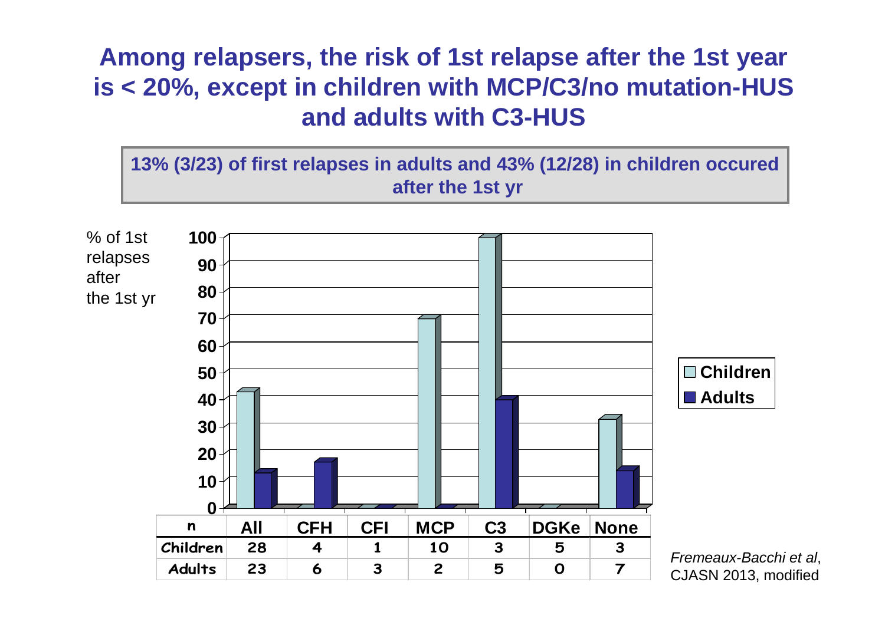# Among relapsers, the risk of 1st relapse after the 1st year is < 20%, except in children with MCP/C3/no mutation-HUS and adults with C3-HUS

**13% (3/23) of first relapses in adults and 43% (12/28) in children occured after the 1st yr**

% of 1st relapses after the 1st yr

| n | All | CFH | CFI | MCP | C3 | DGKe | None |
|---|---|---|---|---|---|---|---|
| Children | 28 | 4 | 1 | 10 | 3 | 5 | 3 |
| Adults | 23 | 6 | 3 | 2 | 5 | 0 | 7 |

Legend: Children, Adults

*Fremeaux-Bacchi et al*, CJASN 2013, modified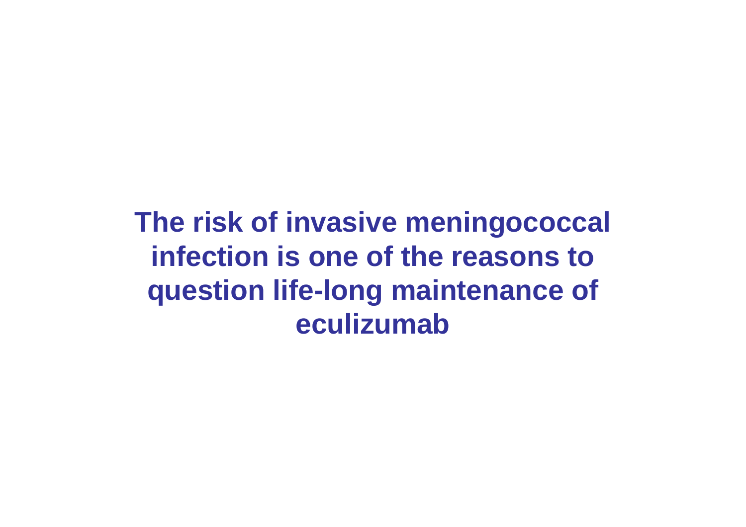**The risk of invasive meningococcal infection is one of the reasons to question life-long maintenance of eculizumab**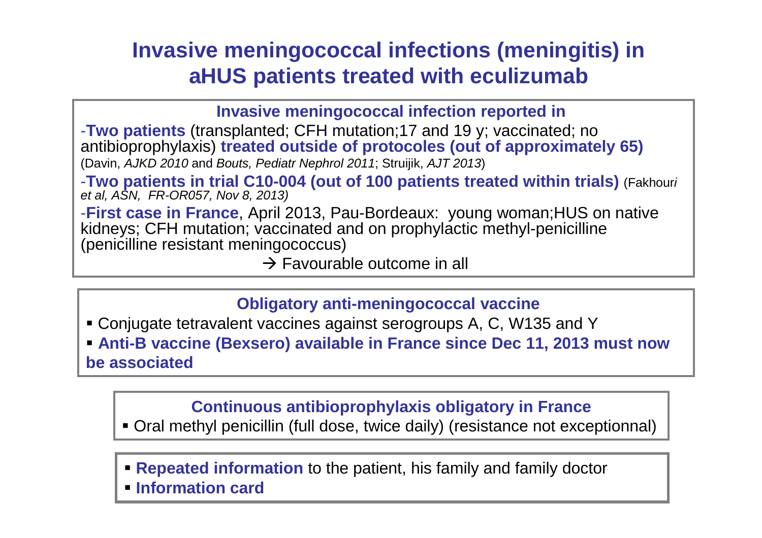# Invasive meningococcal infections (meningitis) in aHUS patients treated with eculizumab

**Invasive meningococcal infection reported in**

-**Two patients** (transplanted; CFH mutation;17 and 19 y; vaccinated; no antibioprophylaxis) **treated outside of protocoles (out of approximately 65)**
(Davin, *AJKD 2010* and *Bouts, Pediatr Nephrol 2011*; Struijik, *AJT 2013*)

-**Two patients in trial C10-004 (out of 100 patients treated within trials)** (Fakhour*i et al, ASN, FR-OR057, Nov 8, 2013)*

-**First case in France**, April 2013, Pau-Bordeaux: young woman;HUS on native kidneys; CFH mutation; vaccinated and on prophylactic methyl-penicilline (penicilline resistant meningococcus)

→ Favourable outcome in all

**Obligatory anti-meningococcal vaccine**

- Conjugate tetravalent vaccines against serogroups A, C, W135 and Y
- **Anti-B vaccine (Bexsero) available in France since Dec 11, 2013 must now be associated**

**Continuous antibioprophylaxis obligatory in France**

- Oral methyl penicillin (full dose, twice daily) (resistance not exceptionnal)

- **Repeated information** to the patient, his family and family doctor
- **Information card**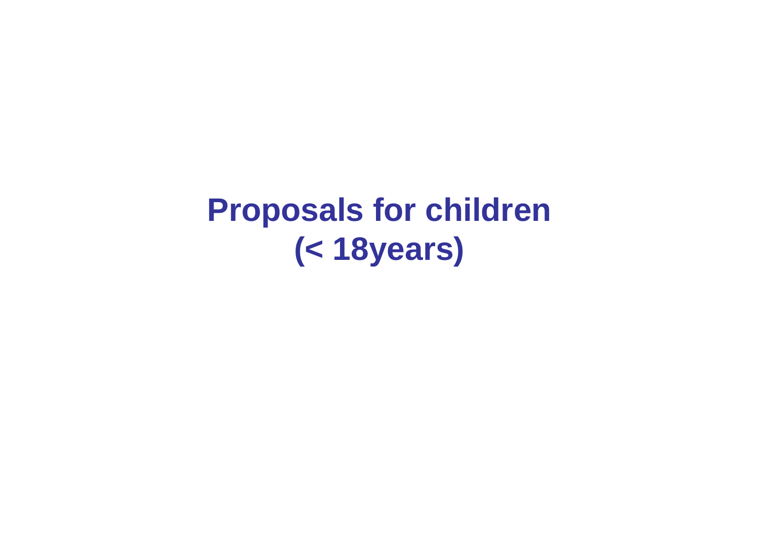# Proposals for children (< 18years)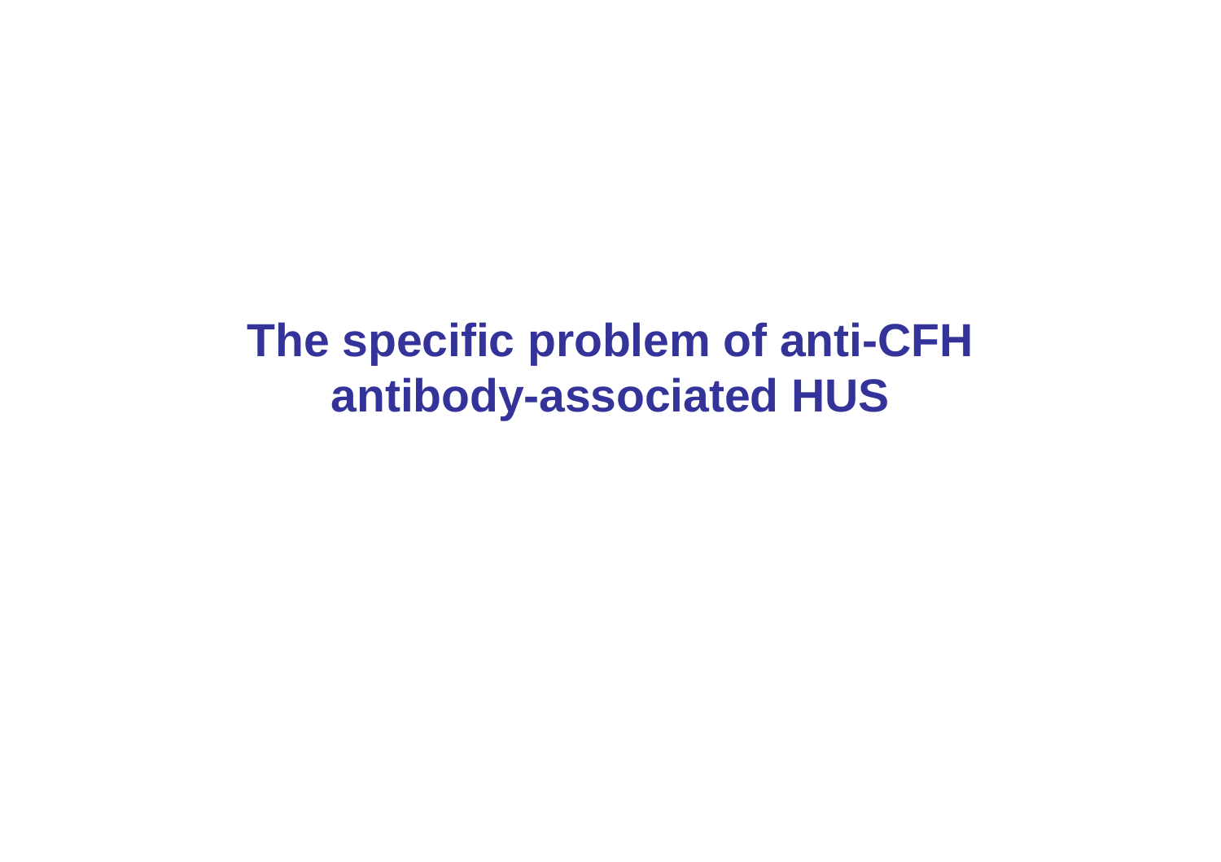# The specific problem of anti-CFH antibody-associated HUS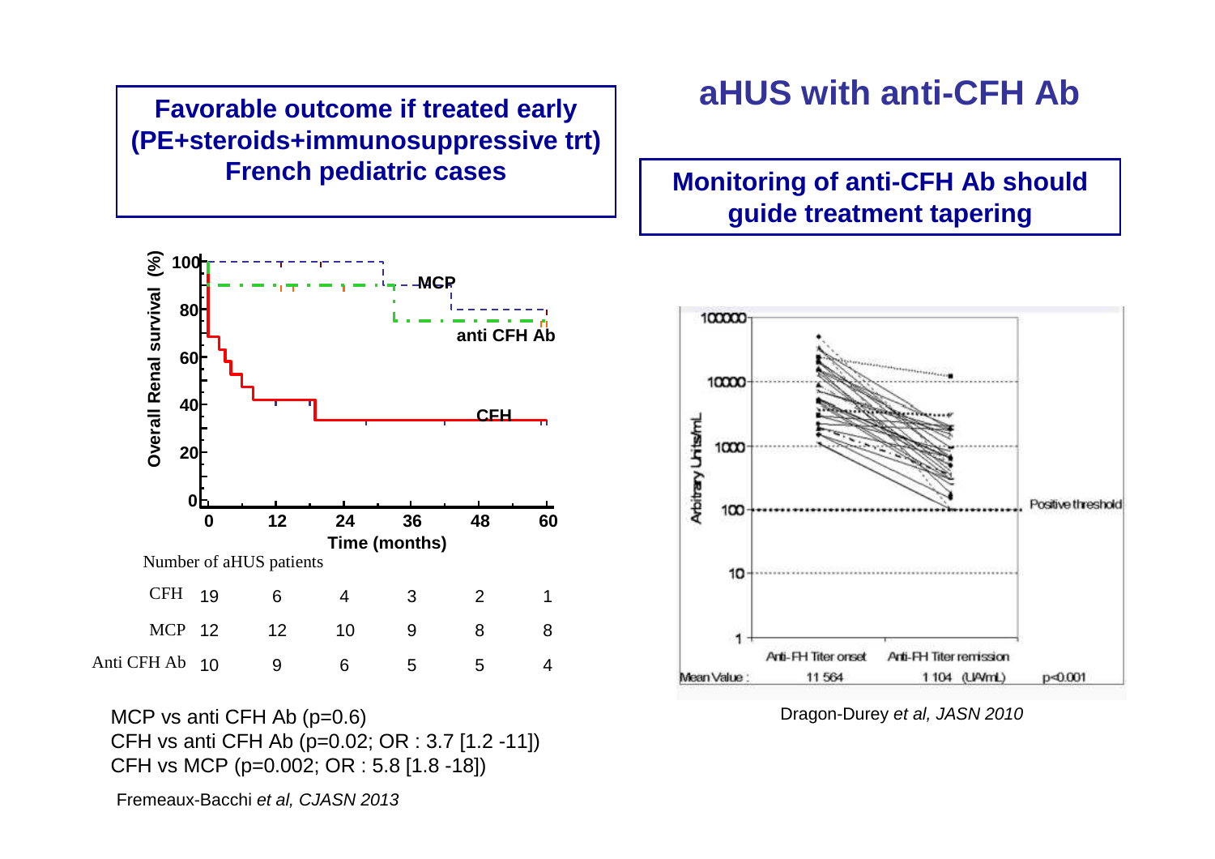# aHUS with anti-CFH Ab

**Favorable outcome if treated early (PE+steroids+immunosuppressive trt) French pediatric cases**

Number of aHUS patients

| | 0 | 12 | 24 | 36 | 48 | 60 |
|---|---|---|---|---|---|---|
| CFH | 19 | 6 | 4 | 3 | 2 | 1 |
| MCP | 12 | 12 | 10 | 9 | 8 | 8 |
| Anti CFH Ab | 10 | 9 | 6 | 5 | 5 | 4 |

MCP vs anti CFH Ab ($p=0.6$)

CFH vs anti CFH Ab ($p=0.02$; OR : 3.7 [1.2 -11])

CFH vs MCP ($p=0.002$; OR : 5.8 [1.8 -18])

Fremeaux-Bacchi *et al, CJASN 2013*

**Monitoring of anti-CFH Ab should guide treatment tapering**

| | Anti-FH Titer onset | Anti-FH Titer remission | |
|---|---|---|---|
| Mean Value : | 11 564 | 1 104 (UA/mL) | $p<0.001$ |

Dragon-Durey *et al, JASN 2010*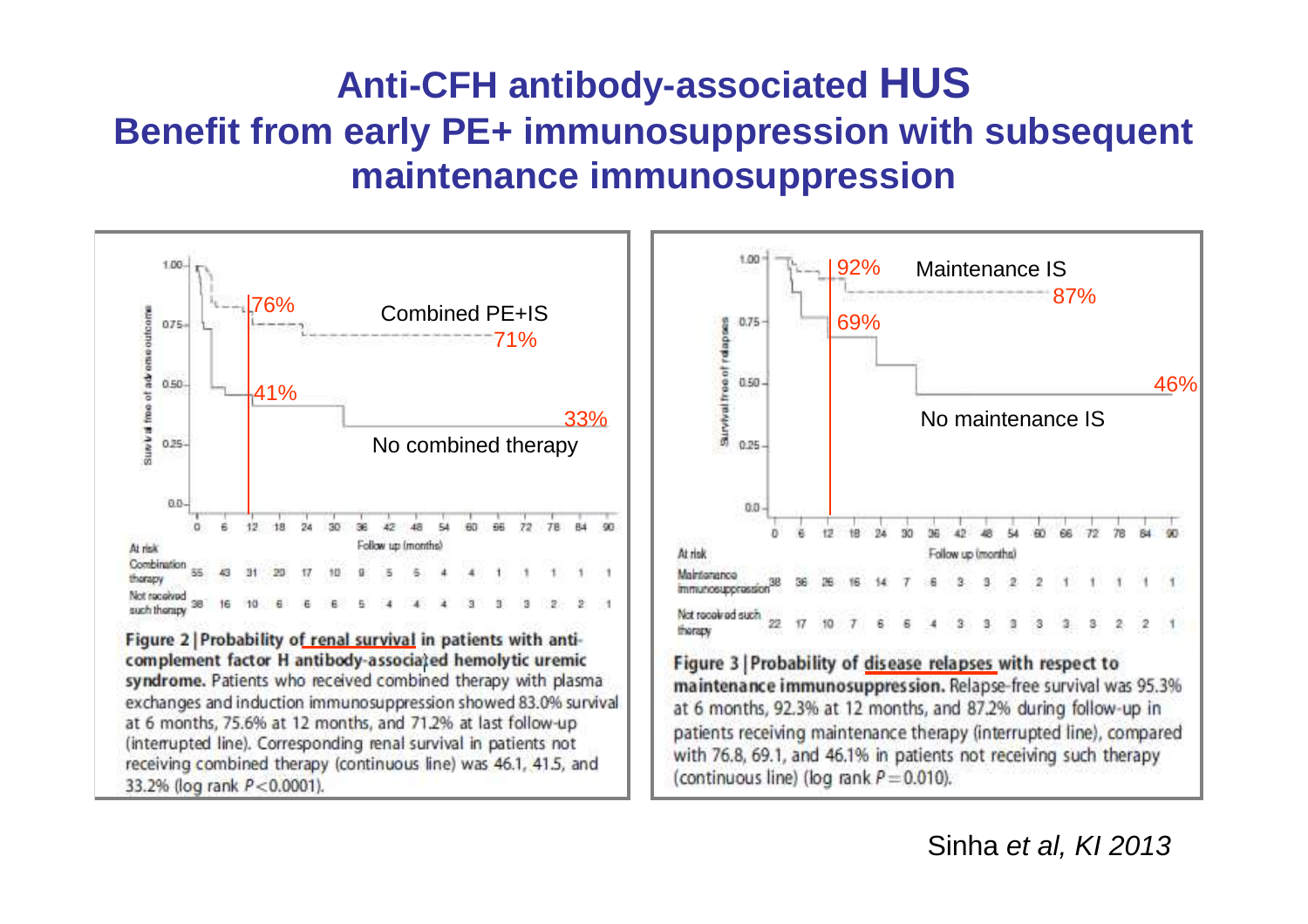# Anti-CFH antibody-associated HUS

## Benefit from early PE+ immunosuppression with subsequent maintenance immunosuppression

76%

Combined PE+IS

71%

41%

33%

No combined therapy

| At risk | 0 | 6 | 12 | 18 | 24 | 30 | 36 | 42 | 48 | 54 | 60 | 66 | 72 | 78 | 84 | 90 |
|---|---|---|---|---|---|---|---|---|---|---|---|---|---|---|---|---|
| Combination therapy | 55 | 43 | 31 | 20 | 17 | 10 | 9 | 5 | 5 | 4 | 4 | 1 | 1 | 1 | 1 | 1 |
| Not received such therapy | 38 | 16 | 10 | 6 | 6 | 6 | 5 | 4 | 4 | 4 | 3 | 3 | 3 | 2 | 2 | 1 |

**Figure 2 | Probability of renal survival in patients with anti-complement factor H antibody-associated hemolytic uremic syndrome.** Patients who received combined therapy with plasma exchanges and induction immunosuppression showed 83.0% survival at 6 months, 75.6% at 12 months, and 71.2% at last follow-up (interrupted line). Corresponding renal survival in patients not receiving combined therapy (continuous line) was 46.1, 41.5, and 33.2% (log rank $P<0.0001$).

92%

Maintenance IS

87%

69%

46%

No maintenance IS

| At risk | 0 | 6 | 12 | 18 | 24 | 30 | 36 | 42 | 48 | 54 | 60 | 66 | 72 | 78 | 84 | 90 |
|---|---|---|---|---|---|---|---|---|---|---|---|---|---|---|---|---|
| Maintenance immunosuppression | 38 | 36 | 26 | 16 | 14 | 7 | 6 | 3 | 3 | 2 | 2 | 1 | 1 | 1 | 1 | 1 |
| Not received such therapy | 22 | 17 | 10 | 7 | 6 | 6 | 4 | 3 | 3 | 3 | 3 | 3 | 3 | 2 | 2 | 1 |

**Figure 3 | Probability of disease relapses with respect to maintenance immunosuppression.** Relapse-free survival was 95.3% at 6 months, 92.3% at 12 months, and 87.2% during follow-up in patients receiving maintenance therapy (interrupted line), compared with 76.8, 69.1, and 46.1% in patients not receiving such therapy (continuous line) (log rank $P=0.010$).

Sinha *et al, KI 2013*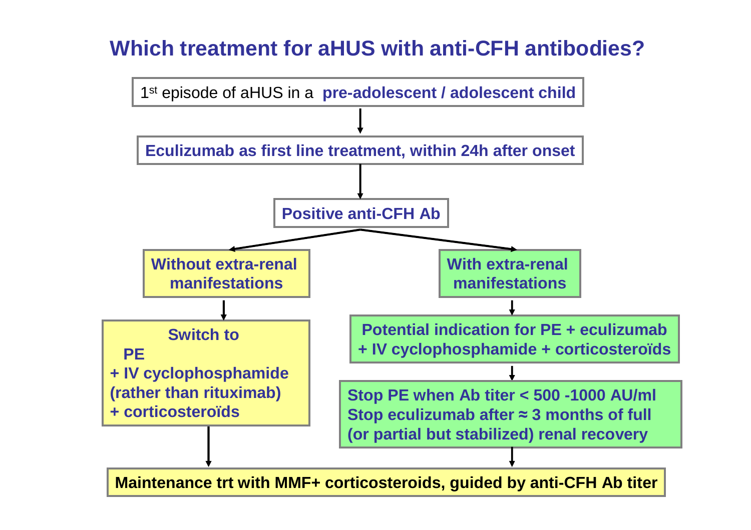# Which treatment for aHUS with anti-CFH antibodies?

1st episode of aHUS in a **pre-adolescent / adolescent child**

↓

**Eculizumab as first line treatment, within 24h after onset**

↓

**Positive anti-CFH Ab**

**Without extra-renal manifestations**

↓

**Switch to**
**PE**
**+ IV cyclophosphamide (rather than rituximab)**
**+ corticosteroïds**

↓

**With extra-renal manifestations**

↓

**Potential indication for PE + eculizumab + IV cyclophosphamide + corticosteroïds**

↓

**Stop PE when Ab titer < 500 -1000 AU/ml**
**Stop eculizumab after ≈ 3 months of full (or partial but stabilized) renal recovery**

↓

**Maintenance trt with MMF+ corticosteroids, guided by anti-CFH Ab titer**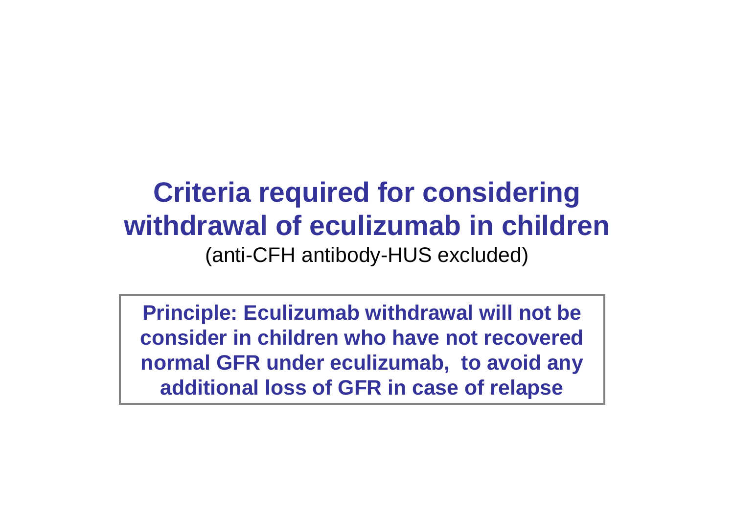# Criteria required for considering withdrawal of eculizumab in children

(anti-CFH antibody-HUS excluded)

**Principle: Eculizumab withdrawal will not be consider in children who have not recovered normal GFR under eculizumab, to avoid any additional loss of GFR in case of relapse**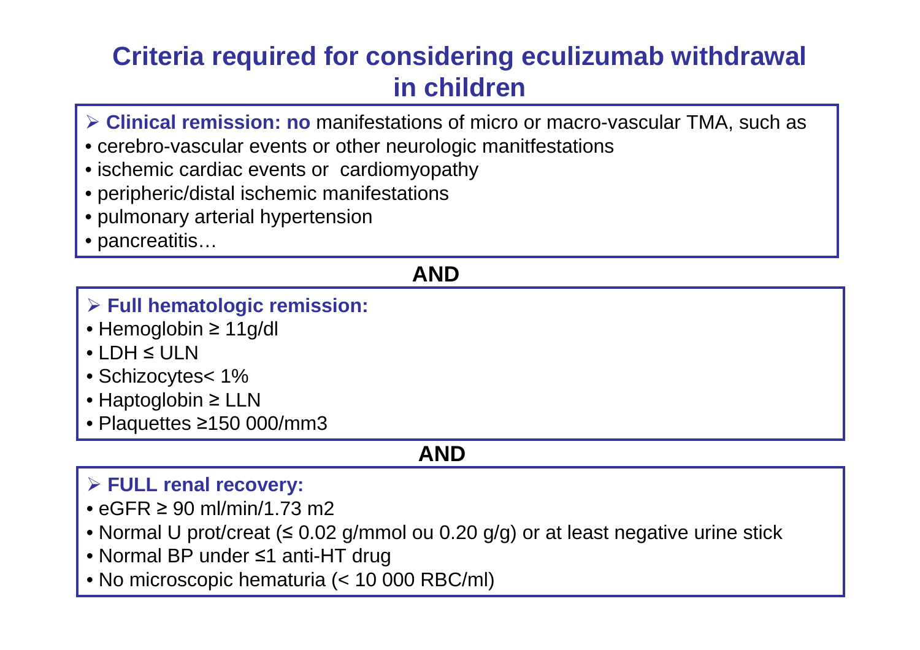# Criteria required for considering eculizumab withdrawal in children

- **Clinical remission: no** manifestations of micro or macro-vascular TMA, such as
  - cerebro-vascular events or other neurologic manitfestations
  - ischemic cardiac events or cardiomyopathy
  - peripheric/distal ischemic manifestations
  - pulmonary arterial hypertension
  - pancreatitis…

**AND**

- **Full hematologic remission:**
  - Hemoglobin ≥ 11g/dl
  - LDH ≤ ULN
  - Schizocytes< 1%
  - Haptoglobin ≥ LLN
  - Plaquettes ≥150 000/mm3

**AND**

- **FULL renal recovery:**
  - eGFR ≥ 90 ml/min/1.73 m2
  - Normal U prot/creat (≤ 0.02 g/mmol ou 0.20 g/g) or at least negative urine stick
  - Normal BP under ≤1 anti-HT drug
  - No microscopic hematuria (< 10 000 RBC/ml)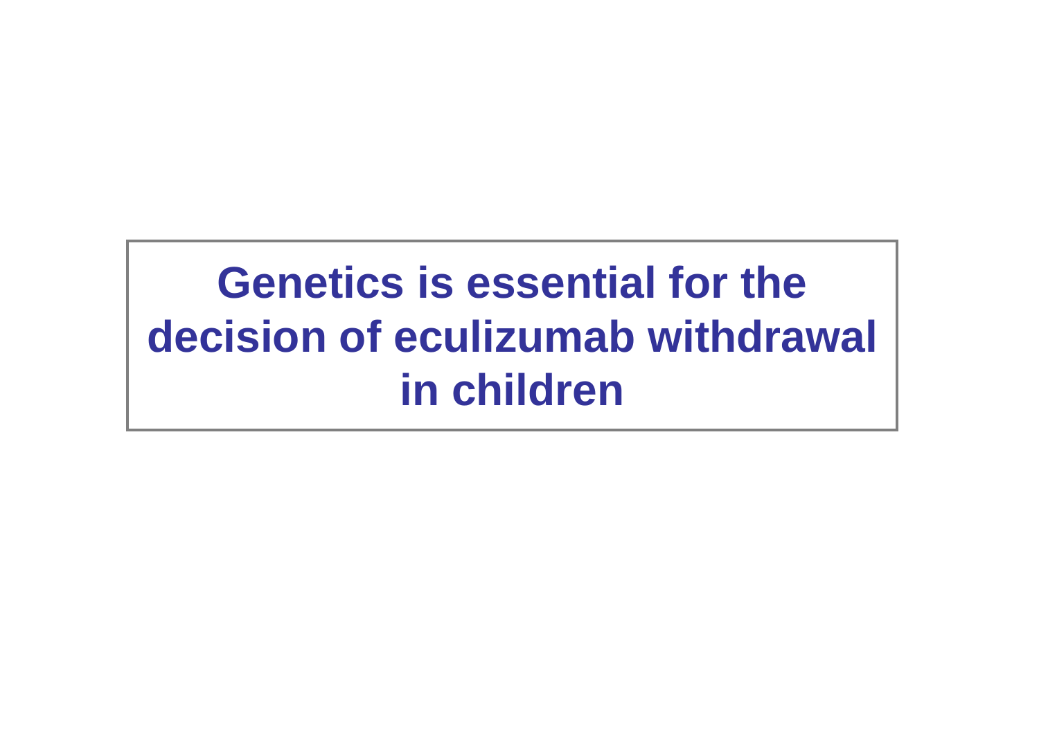# Genetics is essential for the decision of eculizumab withdrawal in children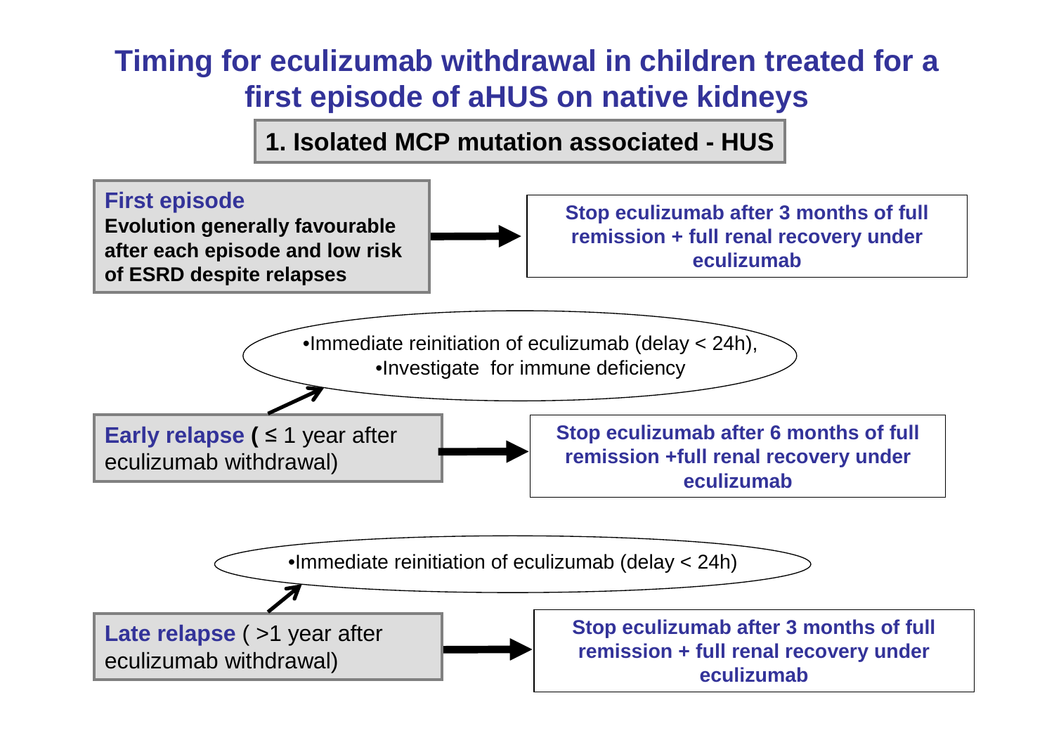# Timing for eculizumab withdrawal in children treated for a first episode of aHUS on native kidneys

## 1. Isolated MCP mutation associated - HUS

**First episode**
**Evolution generally favourable after each episode and low risk of ESRD despite relapses**

→ **Stop eculizumab after 3 months of full remission + full renal recovery under eculizumab**

**Early relapse (** ≤ 1 year after eculizumab withdrawal)

↗ •Immediate reinitiation of eculizumab (delay < 24h),
•Investigate for immune deficiency

→ **Stop eculizumab after 6 months of full remission +full renal recovery under eculizumab**

**Late relapse** ( >1 year after eculizumab withdrawal)

↗ •Immediate reinitiation of eculizumab (delay < 24h)

→ **Stop eculizumab after 3 months of full remission + full renal recovery under eculizumab**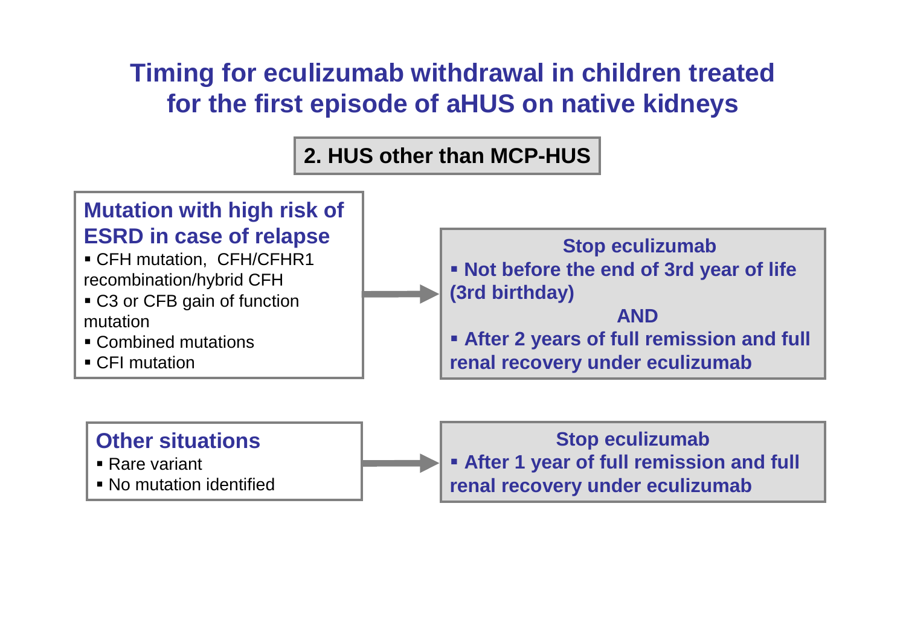# Timing for eculizumab withdrawal in children treated for the first episode of aHUS on native kidneys

## 2. HUS other than MCP-HUS

### Mutation with high risk of ESRD in case of relapse

- CFH mutation, CFH/CFHR1 recombination/hybrid CFH
- C3 or CFB gain of function mutation
- Combined mutations
- CFI mutation

→

**Stop eculizumab**

- **Not before the end of 3rd year of life (3rd birthday)**

**AND**

- **After 2 years of full remission and full renal recovery under eculizumab**

### Other situations

- Rare variant
- No mutation identified

→

**Stop eculizumab**

- **After 1 year of full remission and full renal recovery under eculizumab**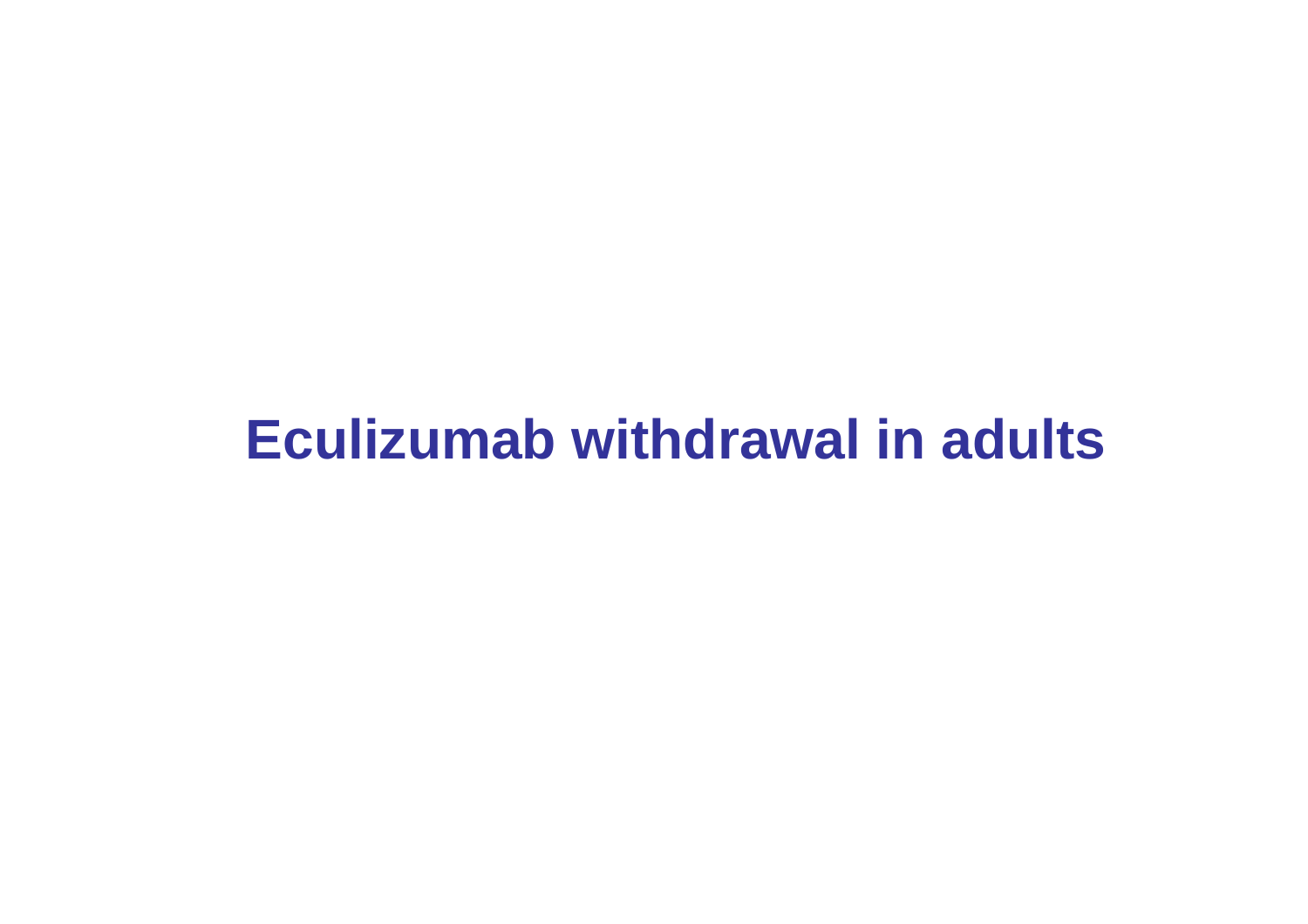# Eculizumab withdrawal in adults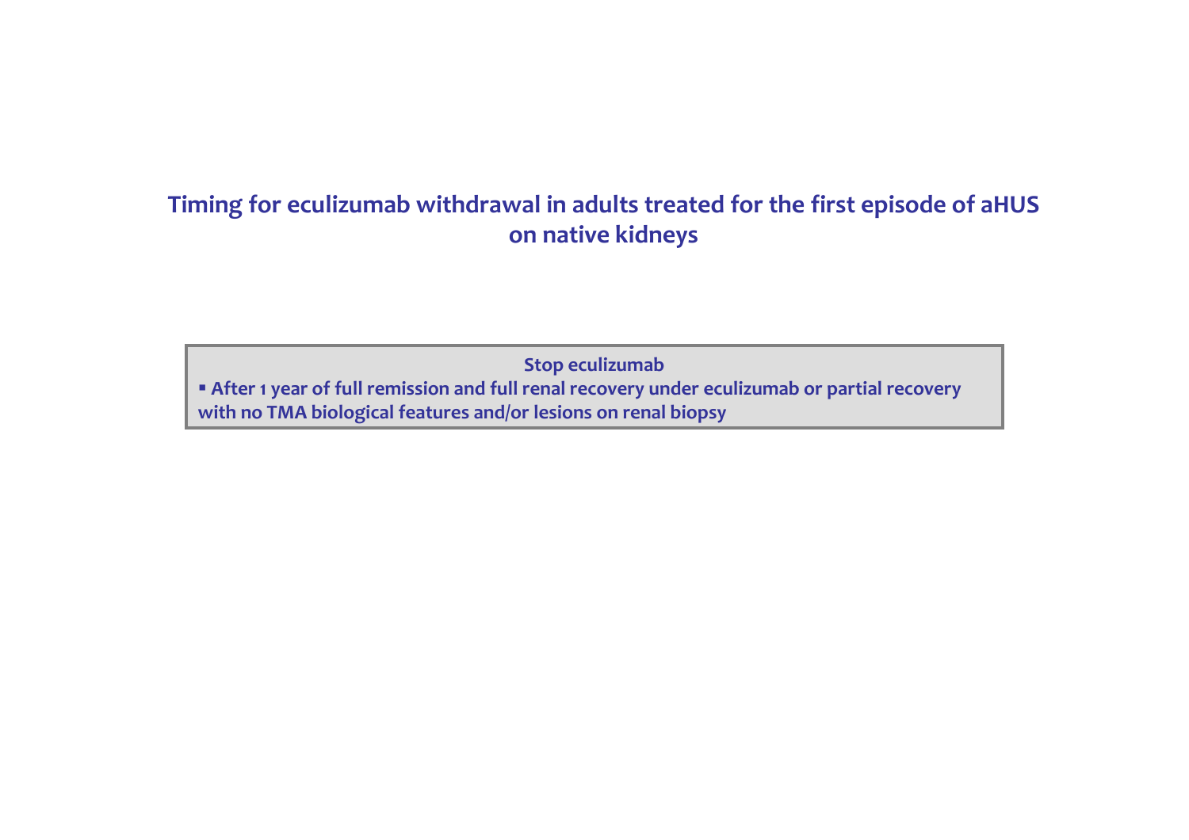## Timing for eculizumab withdrawal in adults treated for the first episode of aHUS on native kidneys

**Stop eculizumab**

- **After 1 year of full remission and full renal recovery under eculizumab or partial recovery with no TMA biological features and/or lesions on renal biopsy**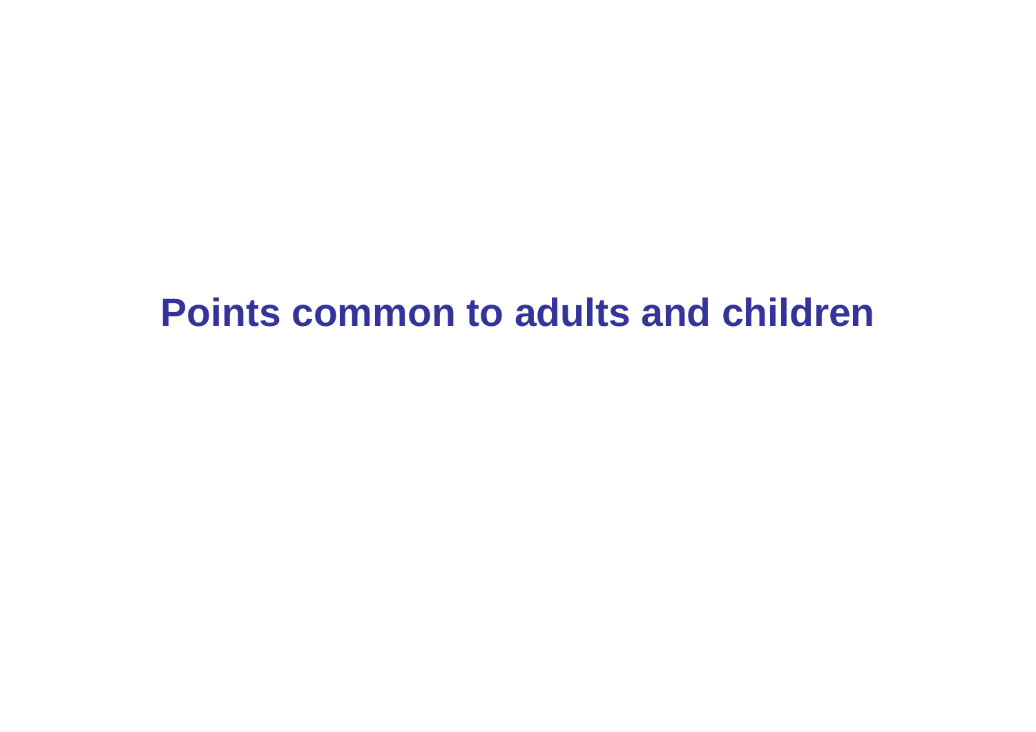# Points common to adults and children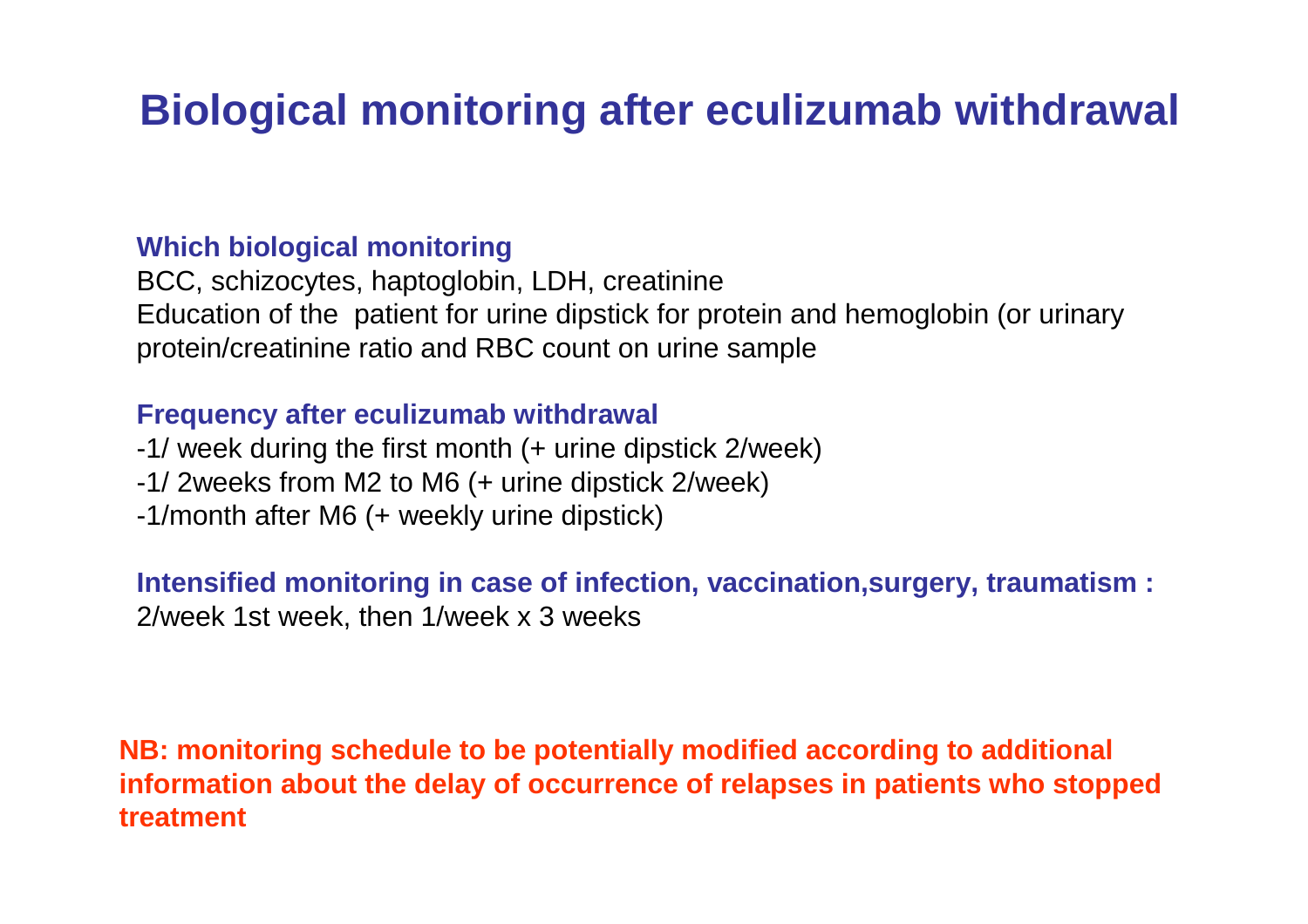# Biological monitoring after eculizumab withdrawal

**Which biological monitoring**

BCC, schizocytes, haptoglobin, LDH, creatinine

Education of the  patient for urine dipstick for protein and hemoglobin (or urinary protein/creatinine ratio and RBC count on urine sample

**Frequency after eculizumab withdrawal**

-1/ week during the first month (+ urine dipstick 2/week)

-1/ 2weeks from M2 to M6 (+ urine dipstick 2/week)

-1/month after M6 (+ weekly urine dipstick)

**Intensified monitoring in case of infection, vaccination,surgery, traumatism :**

2/week 1st week, then 1/week x 3 weeks

**NB: monitoring schedule to be potentially modified according to additional information about the delay of occurrence of relapses in patients who stopped treatment**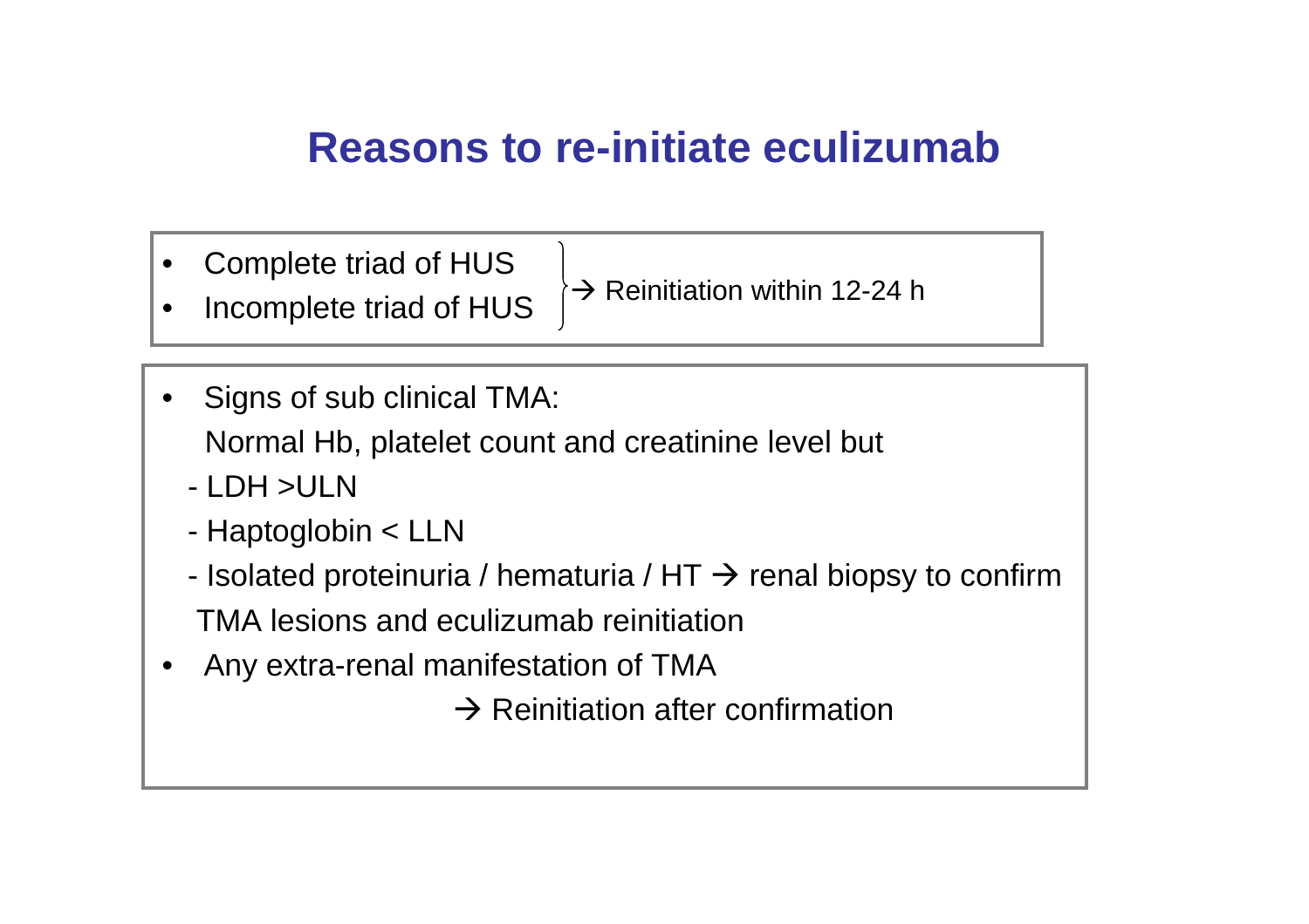# Reasons to re-initiate eculizumab

- Complete triad of HUS
- Incomplete triad of HUS

→ Reinitiation within 12-24 h

- Signs of sub clinical TMA:

  Normal Hb, platelet count and creatinine level but

  - LDH >ULN
  - Haptoglobin < LLN
  - Isolated proteinuria / hematuria / HT → renal biopsy to confirm TMA lesions and eculizumab reinitiation

- Any extra-renal manifestation of TMA

  → Reinitiation after confirmation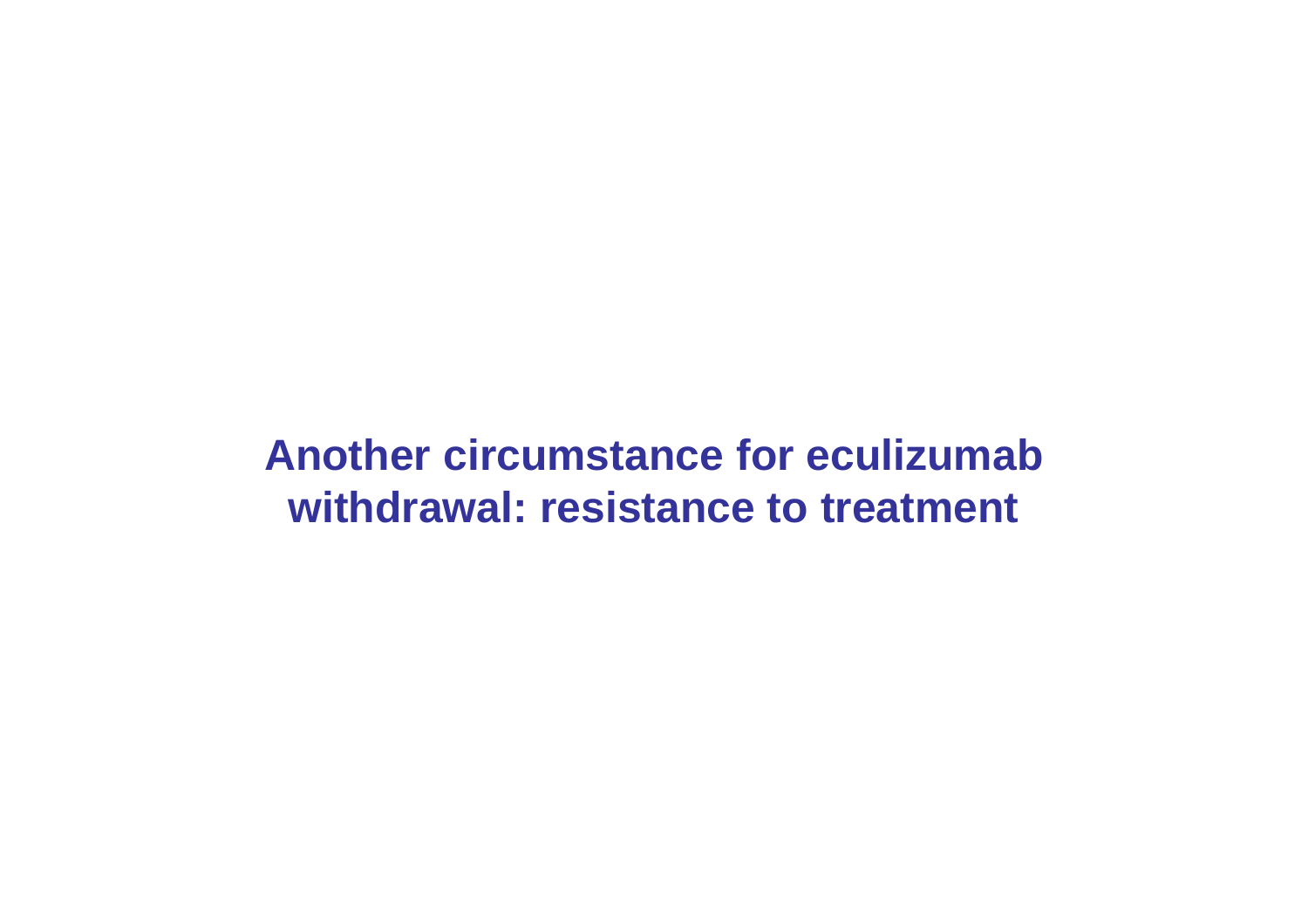# Another circumstance for eculizumab withdrawal: resistance to treatment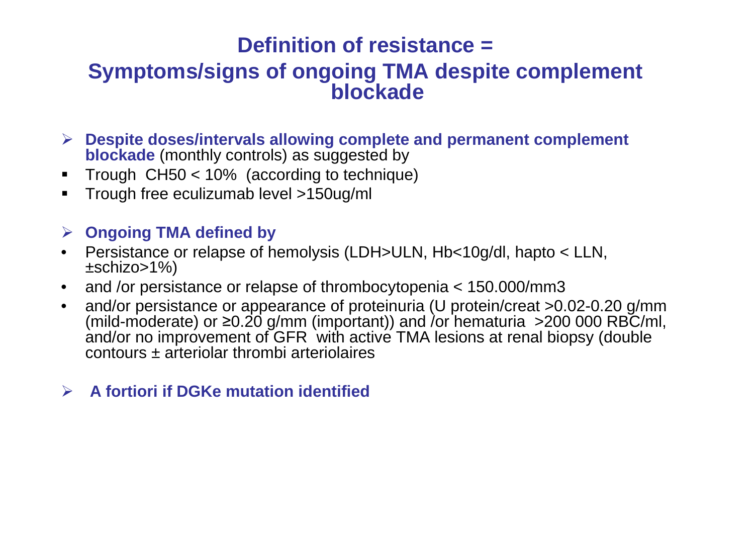# Definition of resistance = Symptoms/signs of ongoing TMA despite complement blockade

- **Despite doses/intervals allowing complete and permanent complement blockade** (monthly controls) as suggested by
  - Trough CH50 < 10% (according to technique)
  - Trough free eculizumab level >150ug/ml

- **Ongoing TMA defined by**
  - Persistance or relapse of hemolysis (LDH>ULN, Hb<10g/dl, hapto < LLN, ±schizo>1%)
  - and /or persistance or relapse of thrombocytopenia < 150.000/mm3
  - and/or persistance or appearance of proteinuria (U protein/creat >0.02-0.20 g/mm (mild-moderate) or ≥0.20 g/mm (important)) and /or hematuria >200 000 RBC/ml, and/or no improvement of GFR with active TMA lesions at renal biopsy (double contours ± arteriolar thrombi arteriolaires

- **A fortiori if DGKe mutation identified**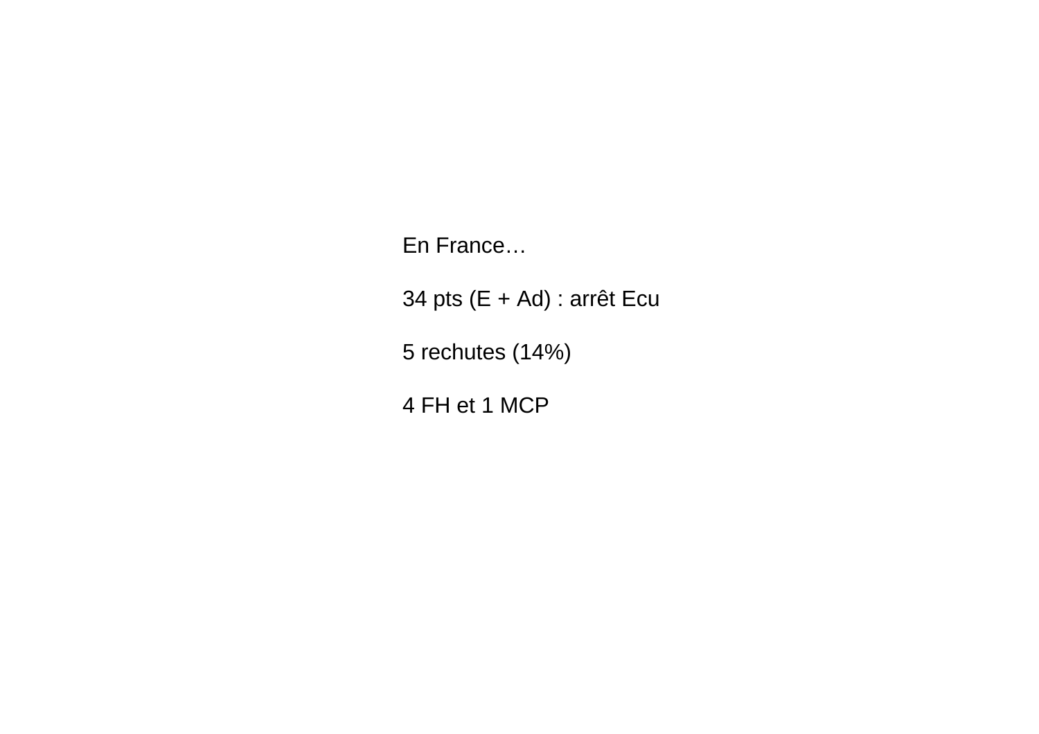En France…

34 pts (E + Ad) : arrêt Ecu

5 rechutes (14%)

4 FH et 1 MCP